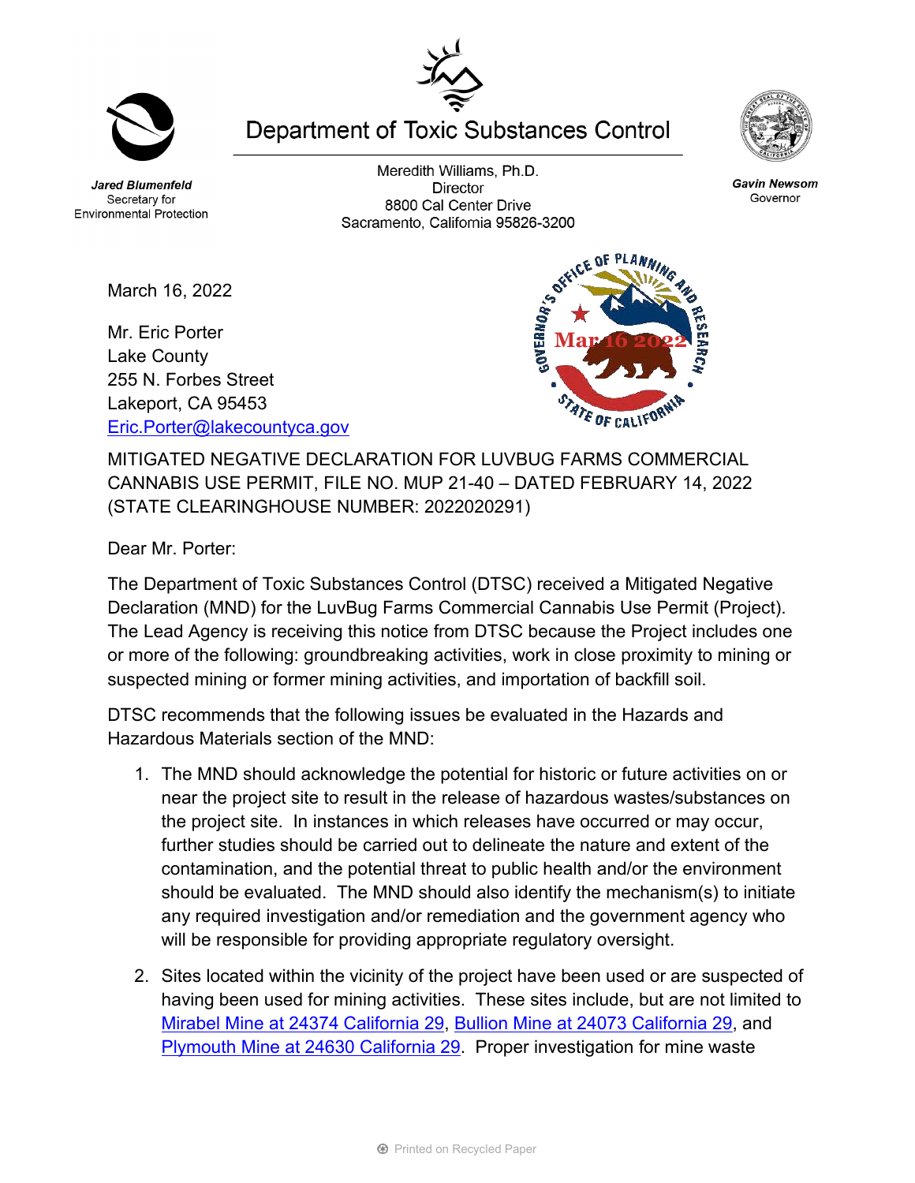Jared Blumenfeld
Secretary for Environmental Protection

# Department of Toxic Substances Control

Meredith Williams, Ph.D.
Director
8800 Cal Center Drive
Sacramento, California 95826-3200

Gavin Newsom
Governor

GOVERNOR'S OFFICE OF PLANNING AND RESEARCH
Mar 16 2022
STATE OF CALIFORNIA

March 16, 2022

Mr. Eric Porter
Lake County
255 N. Forbes Street
Lakeport, CA 95453
[Eric.Porter@lakecountyca.gov](mailto:Eric.Porter@lakecountyca.gov)

MITIGATED NEGATIVE DECLARATION FOR LUVBUG FARMS COMMERCIAL CANNABIS USE PERMIT, FILE NO. MUP 21-40 – DATED FEBRUARY 14, 2022 (STATE CLEARINGHOUSE NUMBER: 2022020291)

Dear Mr. Porter:

The Department of Toxic Substances Control (DTSC) received a Mitigated Negative Declaration (MND) for the LuvBug Farms Commercial Cannabis Use Permit (Project). The Lead Agency is receiving this notice from DTSC because the Project includes one or more of the following: groundbreaking activities, work in close proximity to mining or suspected mining or former mining activities, and importation of backfill soil.

DTSC recommends that the following issues be evaluated in the Hazards and Hazardous Materials section of the MND:

1. The MND should acknowledge the potential for historic or future activities on or near the project site to result in the release of hazardous wastes/substances on the project site. In instances in which releases have occurred or may occur, further studies should be carried out to delineate the nature and extent of the contamination, and the potential threat to public health and/or the environment should be evaluated. The MND should also identify the mechanism(s) to initiate any required investigation and/or remediation and the government agency who will be responsible for providing appropriate regulatory oversight.

2. Sites located within the vicinity of the project have been used or are suspected of having been used for mining activities. These sites include, but are not limited to Mirabel Mine at 24374 California 29, Bullion Mine at 24073 California 29, and Plymouth Mine at 24630 California 29. Proper investigation for mine waste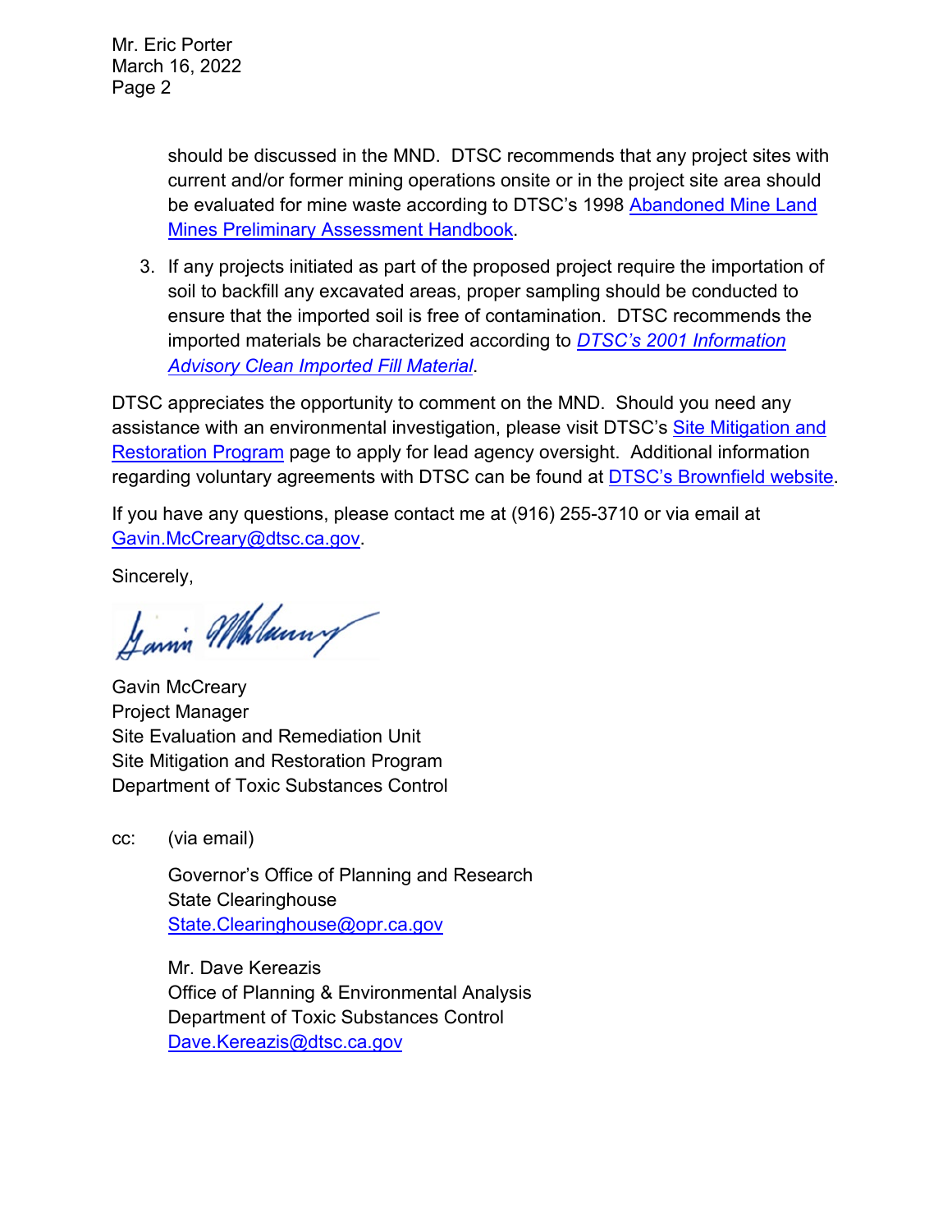should be discussed in the MND. DTSC recommends that any project sites with current and/or former mining operations onsite or in the project site area should be evaluated for mine waste according to DTSC's 1998 Abandoned Mine Land Mines Preliminary Assessment Handbook.

3. If any projects initiated as part of the proposed project require the importation of soil to backfill any excavated areas, proper sampling should be conducted to ensure that the imported soil is free of contamination. DTSC recommends the imported materials be characterized according to *DTSC's 2001 Information Advisory Clean Imported Fill Material*.

DTSC appreciates the opportunity to comment on the MND. Should you need any assistance with an environmental investigation, please visit DTSC's Site Mitigation and Restoration Program page to apply for lead agency oversight. Additional information regarding voluntary agreements with DTSC can be found at DTSC's Brownfield website.

If you have any questions, please contact me at (916) 255-3710 or via email at Gavin.McCreary@dtsc.ca.gov.

Sincerely,

Gavin McCreary
Project Manager
Site Evaluation and Remediation Unit
Site Mitigation and Restoration Program
Department of Toxic Substances Control

cc: (via email)

Governor's Office of Planning and Research
State Clearinghouse
State.Clearinghouse@opr.ca.gov

Mr. Dave Kereazis
Office of Planning & Environmental Analysis
Department of Toxic Substances Control
Dave.Kereazis@dtsc.ca.gov